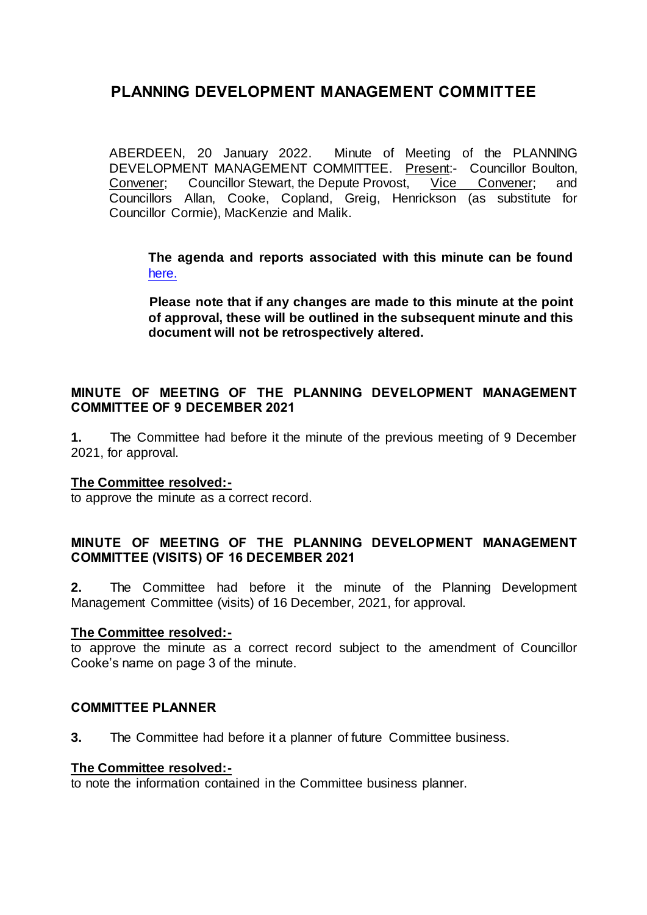# PLANNING DEVELOPMENT MANAGEMENT COMMITTEE

ABERDEEN, 20 January 2022. Minute of Meeting of the PLANNING DEVELOPMENT MANAGEMENT COMMITTEE. Present:- Councillor Boulton, Convener; Councillor Stewart, the Depute Provost, Vice Convener; and Councillors Allan, Cooke, Copland, Greig, Henrickson (as substitute for Councillor Cormie), MacKenzie and Malik.

> **The agenda and reports associated with this minute can be found** here.
>
> **Please note that if any changes are made to this minute at the point of approval, these will be outlined in the subsequent minute and this document will not be retrospectively altered.**

## MINUTE OF MEETING OF THE PLANNING DEVELOPMENT MANAGEMENT COMMITTEE OF 9 DECEMBER 2021

**1.** The Committee had before it the minute of the previous meeting of 9 December 2021, for approval.

**The Committee resolved:-**

to approve the minute as a correct record.

## MINUTE OF MEETING OF THE PLANNING DEVELOPMENT MANAGEMENT COMMITTEE (VISITS) OF 16 DECEMBER 2021

**2.** The Committee had before it the minute of the Planning Development Management Committee (visits) of 16 December, 2021, for approval.

**The Committee resolved:-**

to approve the minute as a correct record subject to the amendment of Councillor Cooke's name on page 3 of the minute.

## COMMITTEE PLANNER

**3.** The Committee had before it a planner of future Committee business.

**The Committee resolved:-**

to note the information contained in the Committee business planner.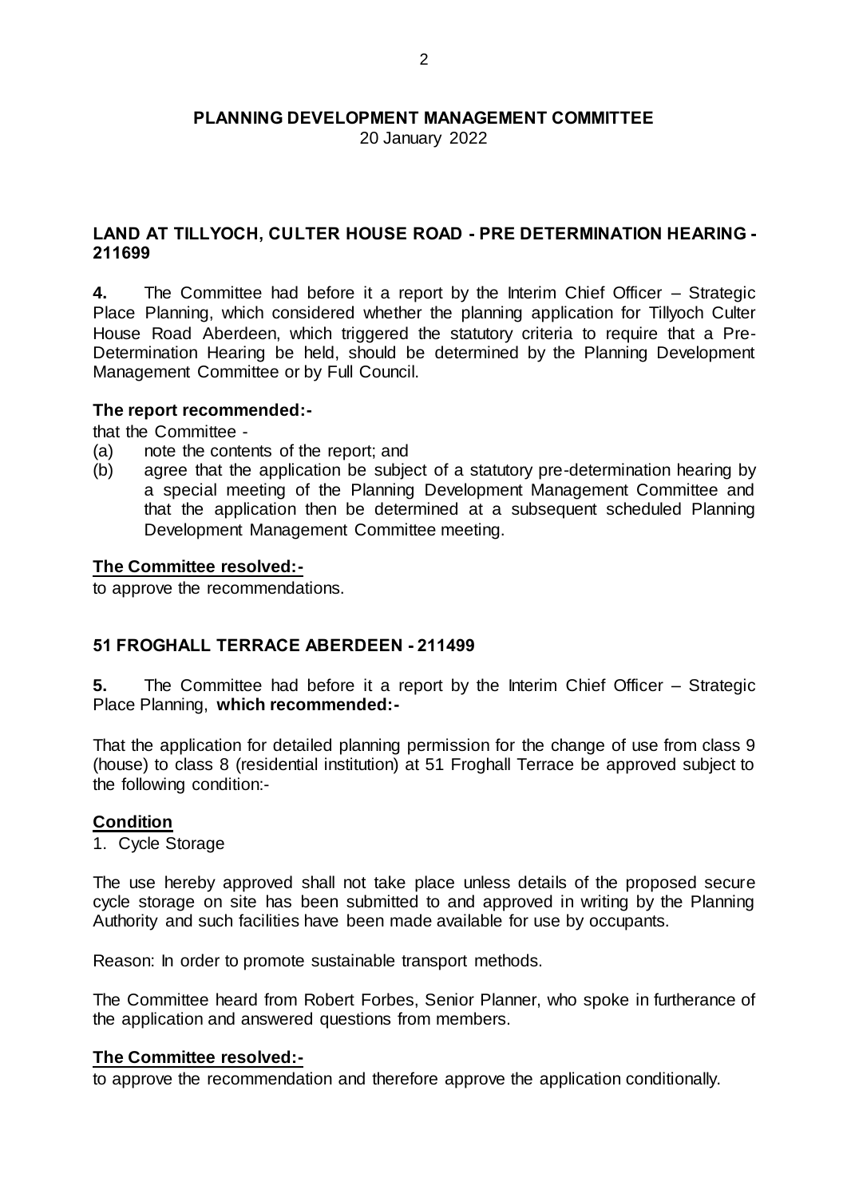# PLANNING DEVELOPMENT MANAGEMENT COMMITTEE

20 January 2022

## LAND AT TILLYOCH, CULTER HOUSE ROAD - PRE DETERMINATION HEARING - 211699

**4.** The Committee had before it a report by the Interim Chief Officer – Strategic Place Planning, which considered whether the planning application for Tillyoch Culter House Road Aberdeen, which triggered the statutory criteria to require that a Pre-Determination Hearing be held, should be determined by the Planning Development Management Committee or by Full Council.

**The report recommended:-**

that the Committee -

(a) note the contents of the report; and

(b) agree that the application be subject of a statutory pre-determination hearing by a special meeting of the Planning Development Management Committee and that the application then be determined at a subsequent scheduled Planning Development Management Committee meeting.

**The Committee resolved:-**

to approve the recommendations.

## 51 FROGHALL TERRACE ABERDEEN - 211499

**5.** The Committee had before it a report by the Interim Chief Officer – Strategic Place Planning, **which recommended:-**

That the application for detailed planning permission for the change of use from class 9 (house) to class 8 (residential institution) at 51 Froghall Terrace be approved subject to the following condition:-

**Condition**

1. Cycle Storage

The use hereby approved shall not take place unless details of the proposed secure cycle storage on site has been submitted to and approved in writing by the Planning Authority and such facilities have been made available for use by occupants.

Reason: In order to promote sustainable transport methods.

The Committee heard from Robert Forbes, Senior Planner, who spoke in furtherance of the application and answered questions from members.

**The Committee resolved:-**

to approve the recommendation and therefore approve the application conditionally.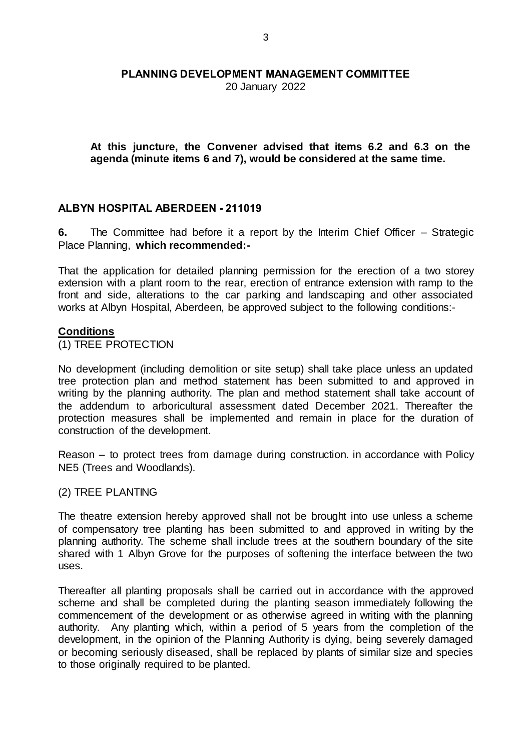**PLANNING DEVELOPMENT MANAGEMENT COMMITTEE**
20 January 2022

**At this juncture, the Convener advised that items 6.2 and 6.3 on the agenda (minute items 6 and 7), would be considered at the same time.**

## ALBYN HOSPITAL ABERDEEN - 211019

**6.** The Committee had before it a report by the Interim Chief Officer – Strategic Place Planning, **which recommended:-**

That the application for detailed planning permission for the erection of a two storey extension with a plant room to the rear, erection of entrance extension with ramp to the front and side, alterations to the car parking and landscaping and other associated works at Albyn Hospital, Aberdeen, be approved subject to the following conditions:-

**Conditions**

(1) TREE PROTECTION

No development (including demolition or site setup) shall take place unless an updated tree protection plan and method statement has been submitted to and approved in writing by the planning authority. The plan and method statement shall take account of the addendum to arboricultural assessment dated December 2021. Thereafter the protection measures shall be implemented and remain in place for the duration of construction of the development.

Reason – to protect trees from damage during construction. in accordance with Policy NE5 (Trees and Woodlands).

(2) TREE PLANTING

The theatre extension hereby approved shall not be brought into use unless a scheme of compensatory tree planting has been submitted to and approved in writing by the planning authority. The scheme shall include trees at the southern boundary of the site shared with 1 Albyn Grove for the purposes of softening the interface between the two uses.

Thereafter all planting proposals shall be carried out in accordance with the approved scheme and shall be completed during the planting season immediately following the commencement of the development or as otherwise agreed in writing with the planning authority. Any planting which, within a period of 5 years from the completion of the development, in the opinion of the Planning Authority is dying, being severely damaged or becoming seriously diseased, shall be replaced by plants of similar size and species to those originally required to be planted.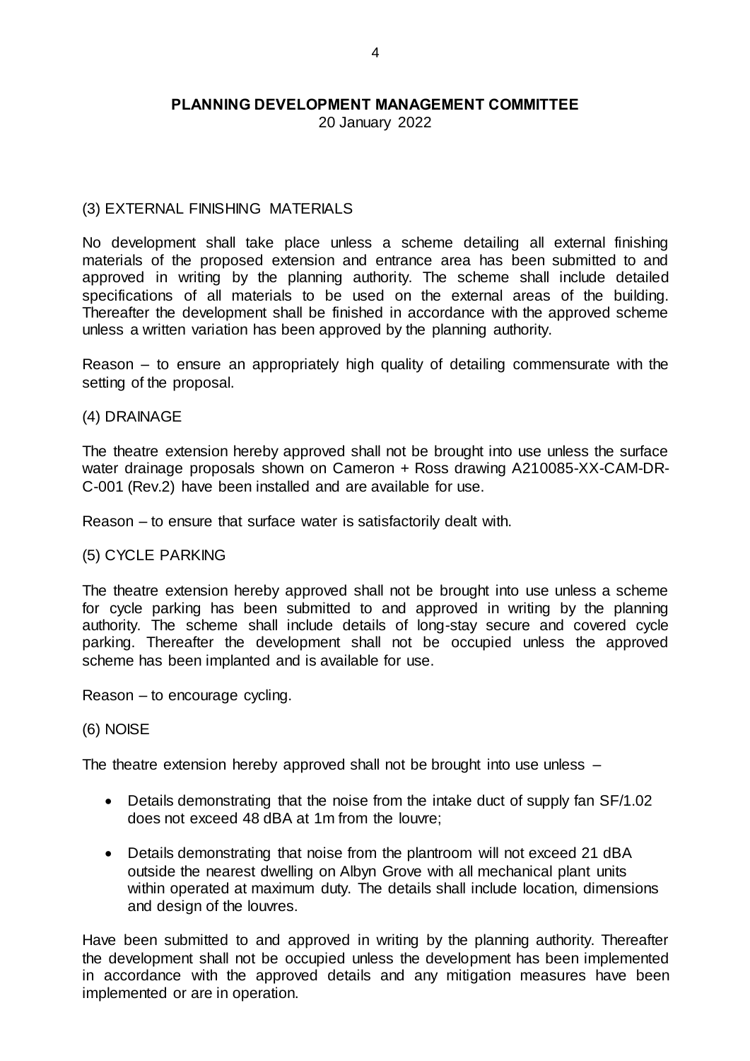**PLANNING DEVELOPMENT MANAGEMENT COMMITTEE**

20 January 2022

(3) EXTERNAL FINISHING MATERIALS

No development shall take place unless a scheme detailing all external finishing materials of the proposed extension and entrance area has been submitted to and approved in writing by the planning authority. The scheme shall include detailed specifications of all materials to be used on the external areas of the building. Thereafter the development shall be finished in accordance with the approved scheme unless a written variation has been approved by the planning authority.

Reason – to ensure an appropriately high quality of detailing commensurate with the setting of the proposal.

(4) DRAINAGE

The theatre extension hereby approved shall not be brought into use unless the surface water drainage proposals shown on Cameron + Ross drawing A210085-XX-CAM-DR-C-001 (Rev.2) have been installed and are available for use.

Reason – to ensure that surface water is satisfactorily dealt with.

(5) CYCLE PARKING

The theatre extension hereby approved shall not be brought into use unless a scheme for cycle parking has been submitted to and approved in writing by the planning authority. The scheme shall include details of long-stay secure and covered cycle parking. Thereafter the development shall not be occupied unless the approved scheme has been implanted and is available for use.

Reason – to encourage cycling.

(6) NOISE

The theatre extension hereby approved shall not be brought into use unless –

- Details demonstrating that the noise from the intake duct of supply fan SF/1.02 does not exceed 48 dBA at 1m from the louvre;
- Details demonstrating that noise from the plantroom will not exceed 21 dBA outside the nearest dwelling on Albyn Grove with all mechanical plant units within operated at maximum duty. The details shall include location, dimensions and design of the louvres.

Have been submitted to and approved in writing by the planning authority. Thereafter the development shall not be occupied unless the development has been implemented in accordance with the approved details and any mitigation measures have been implemented or are in operation.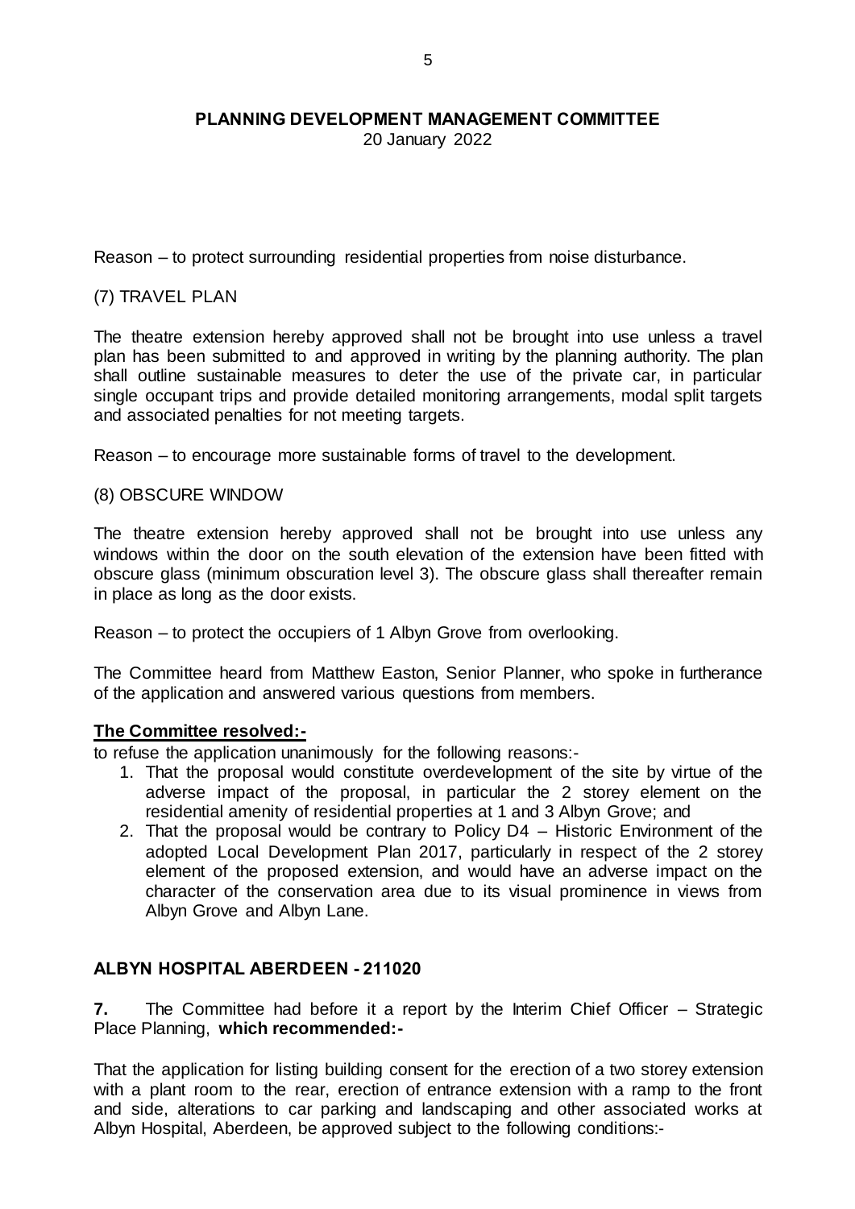Reason – to protect surrounding residential properties from noise disturbance.

(7) TRAVEL PLAN

The theatre extension hereby approved shall not be brought into use unless a travel plan has been submitted to and approved in writing by the planning authority. The plan shall outline sustainable measures to deter the use of the private car, in particular single occupant trips and provide detailed monitoring arrangements, modal split targets and associated penalties for not meeting targets.

Reason – to encourage more sustainable forms of travel to the development.

(8) OBSCURE WINDOW

The theatre extension hereby approved shall not be brought into use unless any windows within the door on the south elevation of the extension have been fitted with obscure glass (minimum obscuration level 3). The obscure glass shall thereafter remain in place as long as the door exists.

Reason – to protect the occupiers of 1 Albyn Grove from overlooking.

The Committee heard from Matthew Easton, Senior Planner, who spoke in furtherance of the application and answered various questions from members.

**The Committee resolved:-**

to refuse the application unanimously for the following reasons:-

1. That the proposal would constitute overdevelopment of the site by virtue of the adverse impact of the proposal, in particular the 2 storey element on the residential amenity of residential properties at 1 and 3 Albyn Grove; and
2. That the proposal would be contrary to Policy D4 – Historic Environment of the adopted Local Development Plan 2017, particularly in respect of the 2 storey element of the proposed extension, and would have an adverse impact on the character of the conservation area due to its visual prominence in views from Albyn Grove and Albyn Lane.

## ALBYN HOSPITAL ABERDEEN - 211020

**7.** The Committee had before it a report by the Interim Chief Officer – Strategic Place Planning, **which recommended:-**

That the application for listing building consent for the erection of a two storey extension with a plant room to the rear, erection of entrance extension with a ramp to the front and side, alterations to car parking and landscaping and other associated works at Albyn Hospital, Aberdeen, be approved subject to the following conditions:-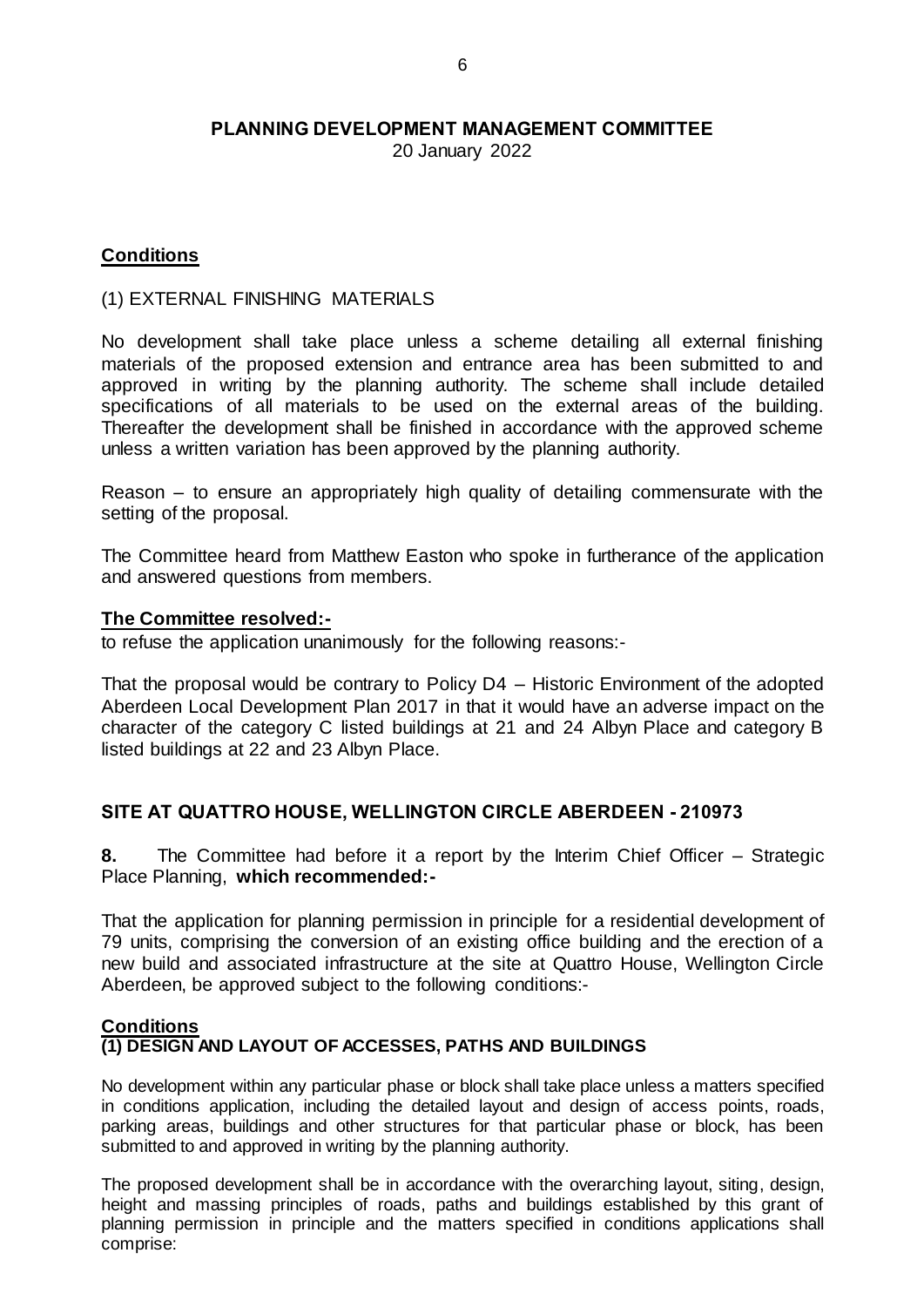**PLANNING DEVELOPMENT MANAGEMENT COMMITTEE**
20 January 2022

**Conditions**

(1) EXTERNAL FINISHING MATERIALS

No development shall take place unless a scheme detailing all external finishing materials of the proposed extension and entrance area has been submitted to and approved in writing by the planning authority. The scheme shall include detailed specifications of all materials to be used on the external areas of the building. Thereafter the development shall be finished in accordance with the approved scheme unless a written variation has been approved by the planning authority.

Reason – to ensure an appropriately high quality of detailing commensurate with the setting of the proposal.

The Committee heard from Matthew Easton who spoke in furtherance of the application and answered questions from members.

**The Committee resolved:-**
to refuse the application unanimously for the following reasons:-

That the proposal would be contrary to Policy D4 – Historic Environment of the adopted Aberdeen Local Development Plan 2017 in that it would have an adverse impact on the character of the category C listed buildings at 21 and 24 Albyn Place and category B listed buildings at 22 and 23 Albyn Place.

## SITE AT QUATTRO HOUSE, WELLINGTON CIRCLE ABERDEEN - 210973

**8.** The Committee had before it a report by the Interim Chief Officer – Strategic Place Planning, **which recommended:-**

That the application for planning permission in principle for a residential development of 79 units, comprising the conversion of an existing office building and the erection of a new build and associated infrastructure at the site at Quattro House, Wellington Circle Aberdeen, be approved subject to the following conditions:-

**Conditions**

**(1) DESIGN AND LAYOUT OF ACCESSES, PATHS AND BUILDINGS**

No development within any particular phase or block shall take place unless a matters specified in conditions application, including the detailed layout and design of access points, roads, parking areas, buildings and other structures for that particular phase or block, has been submitted to and approved in writing by the planning authority.

The proposed development shall be in accordance with the overarching layout, siting, design, height and massing principles of roads, paths and buildings established by this grant of planning permission in principle and the matters specified in conditions applications shall comprise: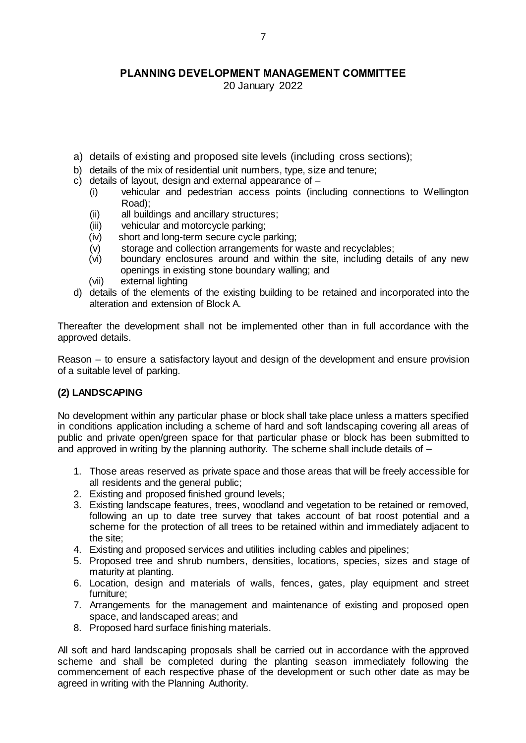a) details of existing and proposed site levels (including cross sections);
b) details of the mix of residential unit numbers, type, size and tenure;
c) details of layout, design and external appearance of –
   (i) vehicular and pedestrian access points (including connections to Wellington Road);
   (ii) all buildings and ancillary structures;
   (iii) vehicular and motorcycle parking;
   (iv) short and long-term secure cycle parking;
   (v) storage and collection arrangements for waste and recyclables;
   (vi) boundary enclosures around and within the site, including details of any new openings in existing stone boundary walling; and
   (vii) external lighting
d) details of the elements of the existing building to be retained and incorporated into the alteration and extension of Block A.

Thereafter the development shall not be implemented other than in full accordance with the approved details.

Reason – to ensure a satisfactory layout and design of the development and ensure provision of a suitable level of parking.

**(2) LANDSCAPING**

No development within any particular phase or block shall take place unless a matters specified in conditions application including a scheme of hard and soft landscaping covering all areas of public and private open/green space for that particular phase or block has been submitted to and approved in writing by the planning authority. The scheme shall include details of –

1. Those areas reserved as private space and those areas that will be freely accessible for all residents and the general public;
2. Existing and proposed finished ground levels;
3. Existing landscape features, trees, woodland and vegetation to be retained or removed, following an up to date tree survey that takes account of bat roost potential and a scheme for the protection of all trees to be retained within and immediately adjacent to the site;
4. Existing and proposed services and utilities including cables and pipelines;
5. Proposed tree and shrub numbers, densities, locations, species, sizes and stage of maturity at planting.
6. Location, design and materials of walls, fences, gates, play equipment and street furniture;
7. Arrangements for the management and maintenance of existing and proposed open space, and landscaped areas; and
8. Proposed hard surface finishing materials.

All soft and hard landscaping proposals shall be carried out in accordance with the approved scheme and shall be completed during the planting season immediately following the commencement of each respective phase of the development or such other date as may be agreed in writing with the Planning Authority.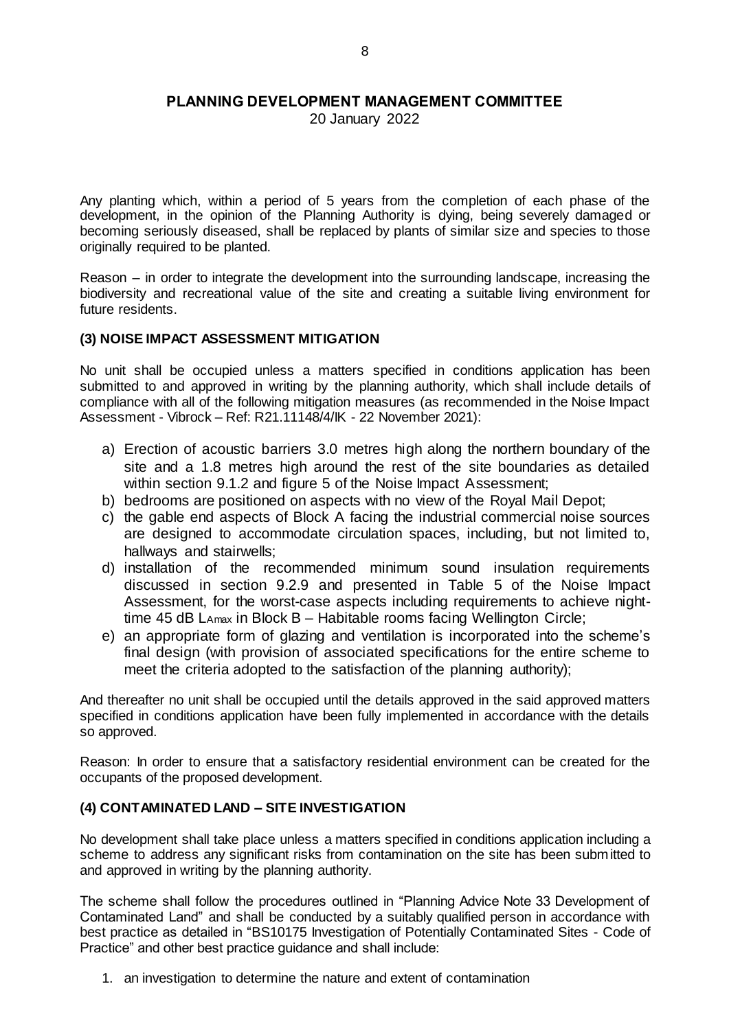Any planting which, within a period of 5 years from the completion of each phase of the development, in the opinion of the Planning Authority is dying, being severely damaged or becoming seriously diseased, shall be replaced by plants of similar size and species to those originally required to be planted.

Reason – in order to integrate the development into the surrounding landscape, increasing the biodiversity and recreational value of the site and creating a suitable living environment for future residents.

### (3) NOISE IMPACT ASSESSMENT MITIGATION

No unit shall be occupied unless a matters specified in conditions application has been submitted to and approved in writing by the planning authority, which shall include details of compliance with all of the following mitigation measures (as recommended in the Noise Impact Assessment - Vibrock – Ref: R21.11148/4/IK - 22 November 2021):

a) Erection of acoustic barriers 3.0 metres high along the northern boundary of the site and a 1.8 metres high around the rest of the site boundaries as detailed within section 9.1.2 and figure 5 of the Noise Impact Assessment;
b) bedrooms are positioned on aspects with no view of the Royal Mail Depot;
c) the gable end aspects of Block A facing the industrial commercial noise sources are designed to accommodate circulation spaces, including, but not limited to, hallways and stairwells;
d) installation of the recommended minimum sound insulation requirements discussed in section 9.2.9 and presented in Table 5 of the Noise Impact Assessment, for the worst-case aspects including requirements to achieve night-time 45 dB $L_{Amax}$ in Block B – Habitable rooms facing Wellington Circle;
e) an appropriate form of glazing and ventilation is incorporated into the scheme's final design (with provision of associated specifications for the entire scheme to meet the criteria adopted to the satisfaction of the planning authority);

And thereafter no unit shall be occupied until the details approved in the said approved matters specified in conditions application have been fully implemented in accordance with the details so approved.

Reason: In order to ensure that a satisfactory residential environment can be created for the occupants of the proposed development.

### (4) CONTAMINATED LAND – SITE INVESTIGATION

No development shall take place unless a matters specified in conditions application including a scheme to address any significant risks from contamination on the site has been submitted to and approved in writing by the planning authority.

The scheme shall follow the procedures outlined in "Planning Advice Note 33 Development of Contaminated Land" and shall be conducted by a suitably qualified person in accordance with best practice as detailed in "BS10175 Investigation of Potentially Contaminated Sites - Code of Practice" and other best practice guidance and shall include:

1. an investigation to determine the nature and extent of contamination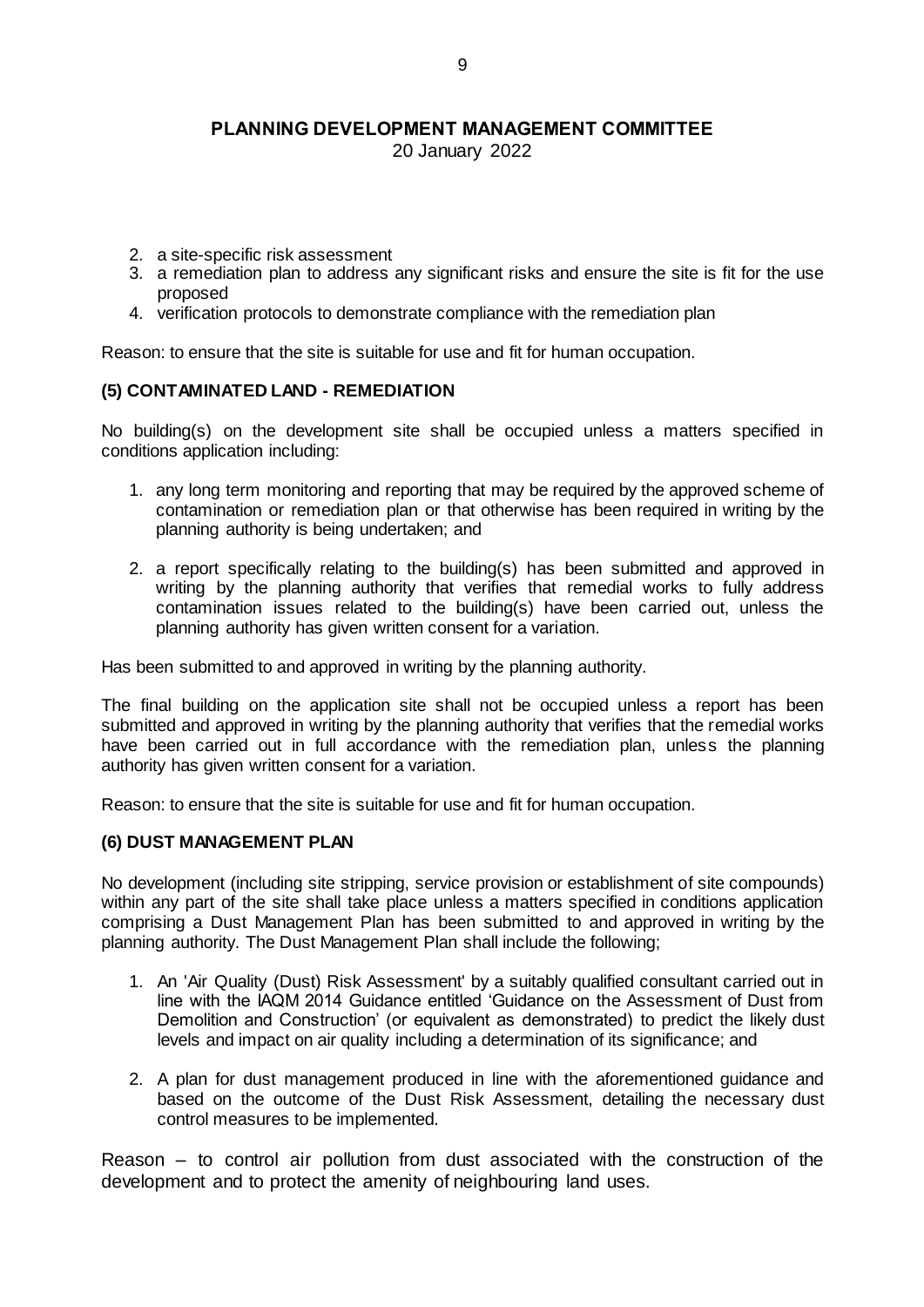2. a site-specific risk assessment
3. a remediation plan to address any significant risks and ensure the site is fit for the use proposed
4. verification protocols to demonstrate compliance with the remediation plan

Reason: to ensure that the site is suitable for use and fit for human occupation.

**(5) CONTAMINATED LAND - REMEDIATION**

No building(s) on the development site shall be occupied unless a matters specified in conditions application including:

1. any long term monitoring and reporting that may be required by the approved scheme of contamination or remediation plan or that otherwise has been required in writing by the planning authority is being undertaken; and

2. a report specifically relating to the building(s) has been submitted and approved in writing by the planning authority that verifies that remedial works to fully address contamination issues related to the building(s) have been carried out, unless the planning authority has given written consent for a variation.

Has been submitted to and approved in writing by the planning authority.

The final building on the application site shall not be occupied unless a report has been submitted and approved in writing by the planning authority that verifies that the remedial works have been carried out in full accordance with the remediation plan, unless the planning authority has given written consent for a variation.

Reason: to ensure that the site is suitable for use and fit for human occupation.

**(6) DUST MANAGEMENT PLAN**

No development (including site stripping, service provision or establishment of site compounds) within any part of the site shall take place unless a matters specified in conditions application comprising a Dust Management Plan has been submitted to and approved in writing by the planning authority. The Dust Management Plan shall include the following;

1. An 'Air Quality (Dust) Risk Assessment' by a suitably qualified consultant carried out in line with the IAQM 2014 Guidance entitled 'Guidance on the Assessment of Dust from Demolition and Construction' (or equivalent as demonstrated) to predict the likely dust levels and impact on air quality including a determination of its significance; and

2. A plan for dust management produced in line with the aforementioned guidance and based on the outcome of the Dust Risk Assessment, detailing the necessary dust control measures to be implemented.

Reason – to control air pollution from dust associated with the construction of the development and to protect the amenity of neighbouring land uses.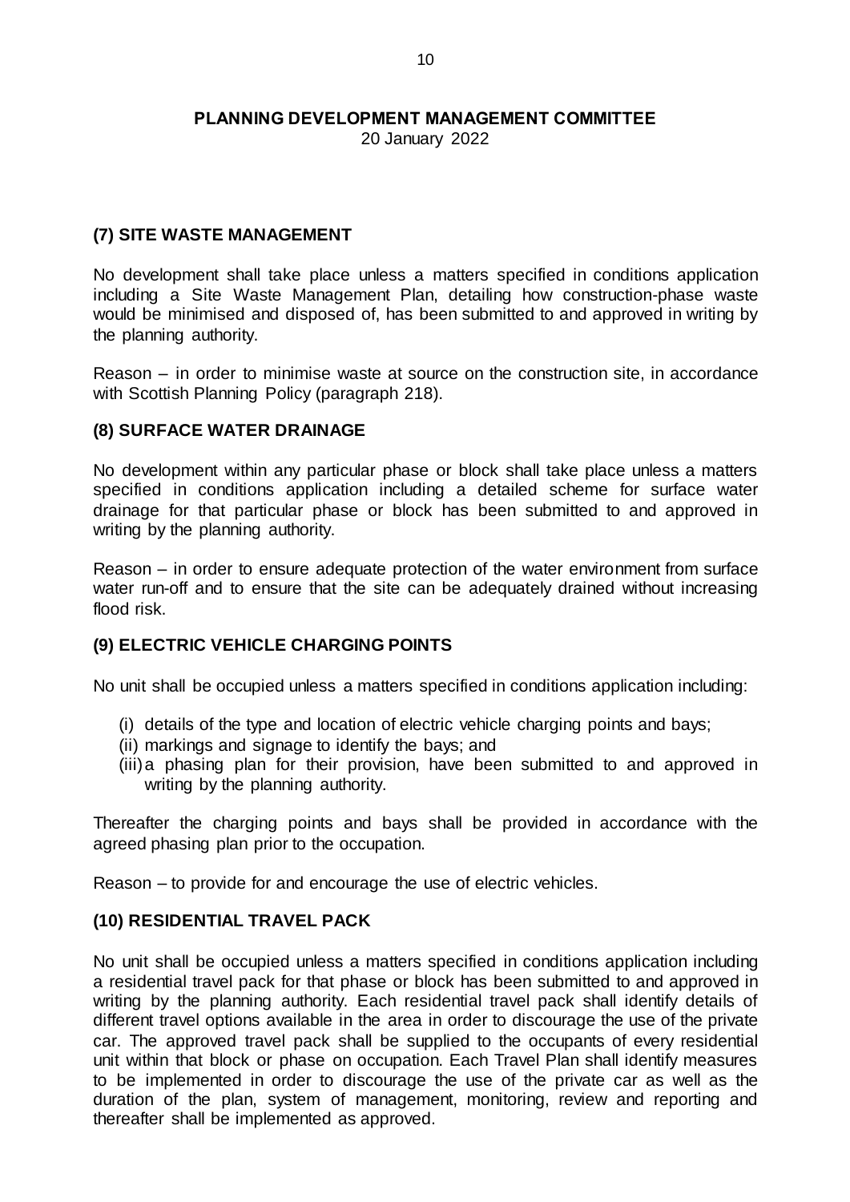### (7) SITE WASTE MANAGEMENT

No development shall take place unless a matters specified in conditions application including a Site Waste Management Plan, detailing how construction-phase waste would be minimised and disposed of, has been submitted to and approved in writing by the planning authority.

Reason – in order to minimise waste at source on the construction site, in accordance with Scottish Planning Policy (paragraph 218).

### (8) SURFACE WATER DRAINAGE

No development within any particular phase or block shall take place unless a matters specified in conditions application including a detailed scheme for surface water drainage for that particular phase or block has been submitted to and approved in writing by the planning authority.

Reason – in order to ensure adequate protection of the water environment from surface water run-off and to ensure that the site can be adequately drained without increasing flood risk.

### (9) ELECTRIC VEHICLE CHARGING POINTS

No unit shall be occupied unless a matters specified in conditions application including:

(i) details of the type and location of electric vehicle charging points and bays;
(ii) markings and signage to identify the bays; and
(iii) a phasing plan for their provision, have been submitted to and approved in writing by the planning authority.

Thereafter the charging points and bays shall be provided in accordance with the agreed phasing plan prior to the occupation.

Reason – to provide for and encourage the use of electric vehicles.

### (10) RESIDENTIAL TRAVEL PACK

No unit shall be occupied unless a matters specified in conditions application including a residential travel pack for that phase or block has been submitted to and approved in writing by the planning authority. Each residential travel pack shall identify details of different travel options available in the area in order to discourage the use of the private car. The approved travel pack shall be supplied to the occupants of every residential unit within that block or phase on occupation. Each Travel Plan shall identify measures to be implemented in order to discourage the use of the private car as well as the duration of the plan, system of management, monitoring, review and reporting and thereafter shall be implemented as approved.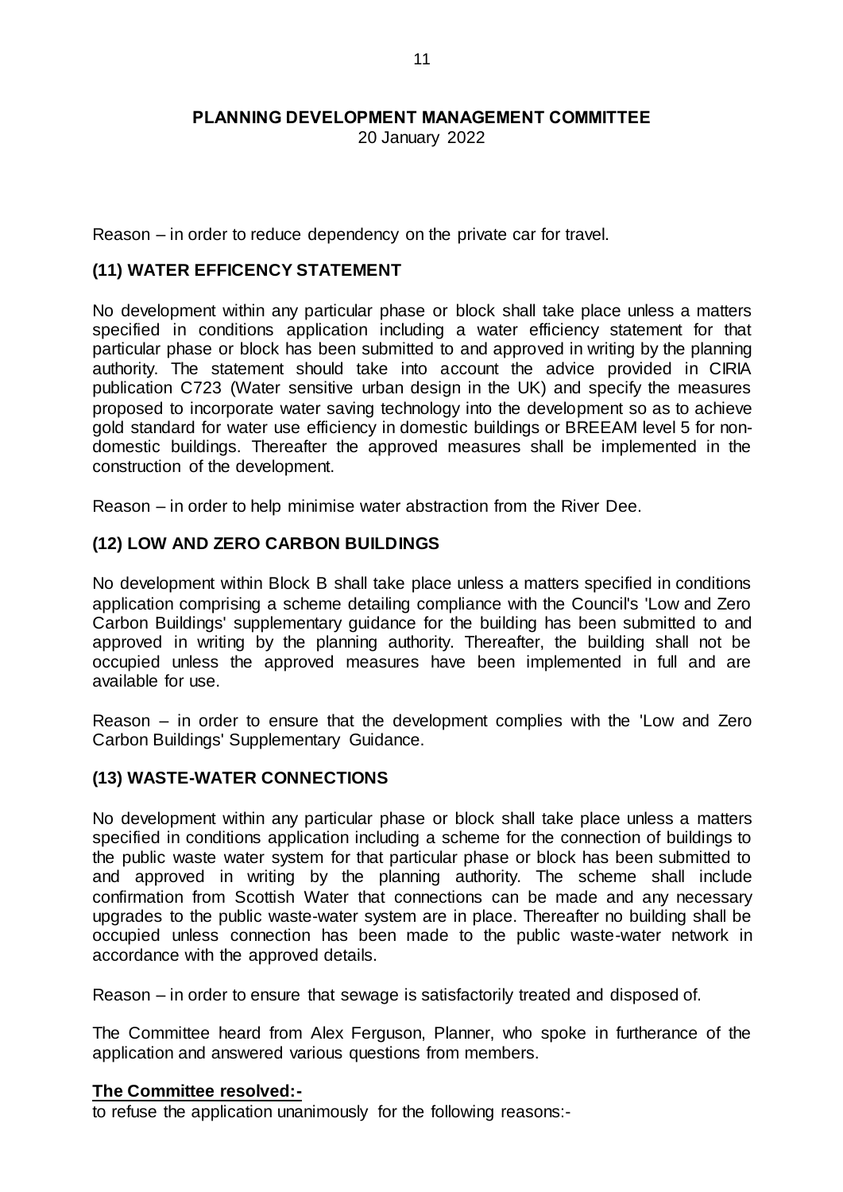Reason – in order to reduce dependency on the private car for travel.

**(11) WATER EFFICENCY STATEMENT**

No development within any particular phase or block shall take place unless a matters specified in conditions application including a water efficiency statement for that particular phase or block has been submitted to and approved in writing by the planning authority. The statement should take into account the advice provided in CIRIA publication C723 (Water sensitive urban design in the UK) and specify the measures proposed to incorporate water saving technology into the development so as to achieve gold standard for water use efficiency in domestic buildings or BREEAM level 5 for non-domestic buildings. Thereafter the approved measures shall be implemented in the construction of the development.

Reason – in order to help minimise water abstraction from the River Dee.

**(12) LOW AND ZERO CARBON BUILDINGS**

No development within Block B shall take place unless a matters specified in conditions application comprising a scheme detailing compliance with the Council's 'Low and Zero Carbon Buildings' supplementary guidance for the building has been submitted to and approved in writing by the planning authority. Thereafter, the building shall not be occupied unless the approved measures have been implemented in full and are available for use.

Reason – in order to ensure that the development complies with the 'Low and Zero Carbon Buildings' Supplementary Guidance.

**(13) WASTE-WATER CONNECTIONS**

No development within any particular phase or block shall take place unless a matters specified in conditions application including a scheme for the connection of buildings to the public waste water system for that particular phase or block has been submitted to and approved in writing by the planning authority. The scheme shall include confirmation from Scottish Water that connections can be made and any necessary upgrades to the public waste-water system are in place. Thereafter no building shall be occupied unless connection has been made to the public waste-water network in accordance with the approved details.

Reason – in order to ensure that sewage is satisfactorily treated and disposed of.

The Committee heard from Alex Ferguson, Planner, who spoke in furtherance of the application and answered various questions from members.

**The Committee resolved:-**

to refuse the application unanimously for the following reasons:-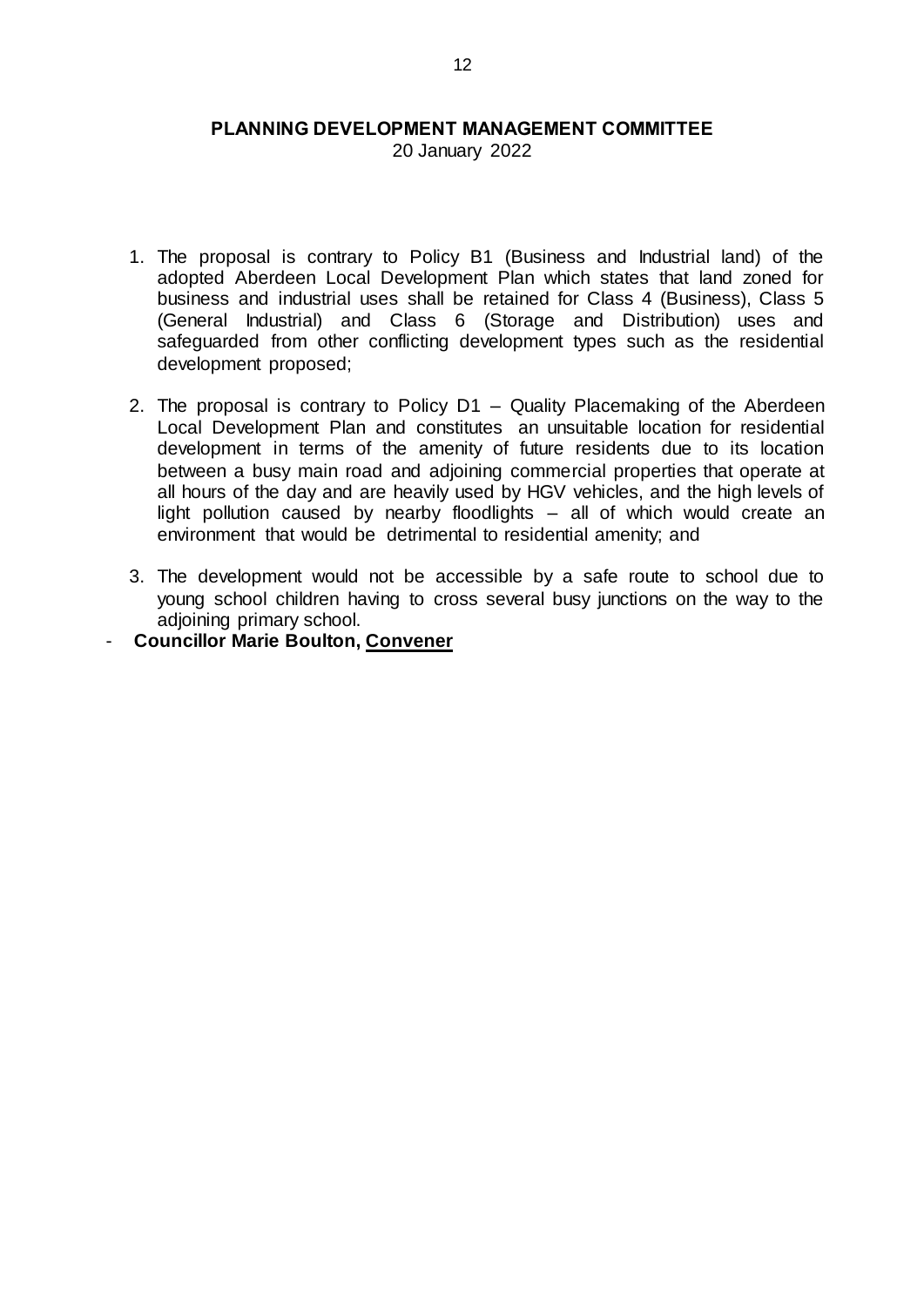**PLANNING DEVELOPMENT MANAGEMENT COMMITTEE**
20 January 2022

1. The proposal is contrary to Policy B1 (Business and Industrial land) of the adopted Aberdeen Local Development Plan which states that land zoned for business and industrial uses shall be retained for Class 4 (Business), Class 5 (General Industrial) and Class 6 (Storage and Distribution) uses and safeguarded from other conflicting development types such as the residential development proposed;

2. The proposal is contrary to Policy D1 – Quality Placemaking of the Aberdeen Local Development Plan and constitutes an unsuitable location for residential development in terms of the amenity of future residents due to its location between a busy main road and adjoining commercial properties that operate at all hours of the day and are heavily used by HGV vehicles, and the high levels of light pollution caused by nearby floodlights – all of which would create an environment that would be detrimental to residential amenity; and

3. The development would not be accessible by a safe route to school due to young school children having to cross several busy junctions on the way to the adjoining primary school.

- **Councillor Marie Boulton, Convener**